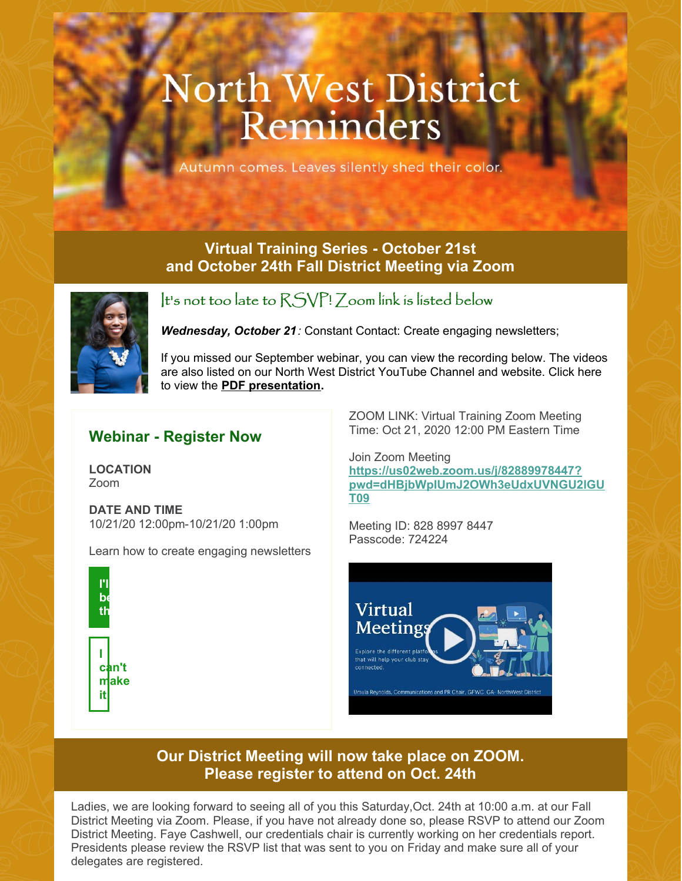# North West District Reminders

Autumn comes. Leaves silently shed their color.

## Virtual Training Series - October 21st and October 24th Fall District Meeting via Zoom

It's not too late to RSVP! Zoom link is listed below

***Wednesday, October 21****:* Constant Contact: Create engaging newsletters;

If you missed our September webinar, you can view the recording below. The videos are also listed on our North West District YouTube Channel and website. Click here to view the **PDF presentation.**

### Webinar - Register Now

**LOCATION**
Zoom

**DATE AND TIME**
10/21/20 12:00pm-10/21/20 1:00pm

Learn how to create engaging newsletters

**I'll be there**

**I can't make it**

ZOOM LINK: Virtual Training Zoom Meeting
Time: Oct 21, 2020 12:00 PM Eastern Time

Join Zoom Meeting
**https://us02web.zoom.us/j/82889978447?pwd=dHBjbWplUmJ2OWh3eUdxUVNGU2lGUT09**

Meeting ID: 828 8997 8447
Passcode: 724224

## Our District Meeting will now take place on ZOOM. Please register to attend on Oct. 24th

Ladies, we are looking forward to seeing all of you this Saturday,Oct. 24th at 10:00 a.m. at our Fall District Meeting via Zoom. Please, if you have not already done so, please RSVP to attend our Zoom District Meeting. Faye Cashwell, our credentials chair is currently working on her credentials report. Presidents please review the RSVP list that was sent to you on Friday and make sure all of your delegates are registered.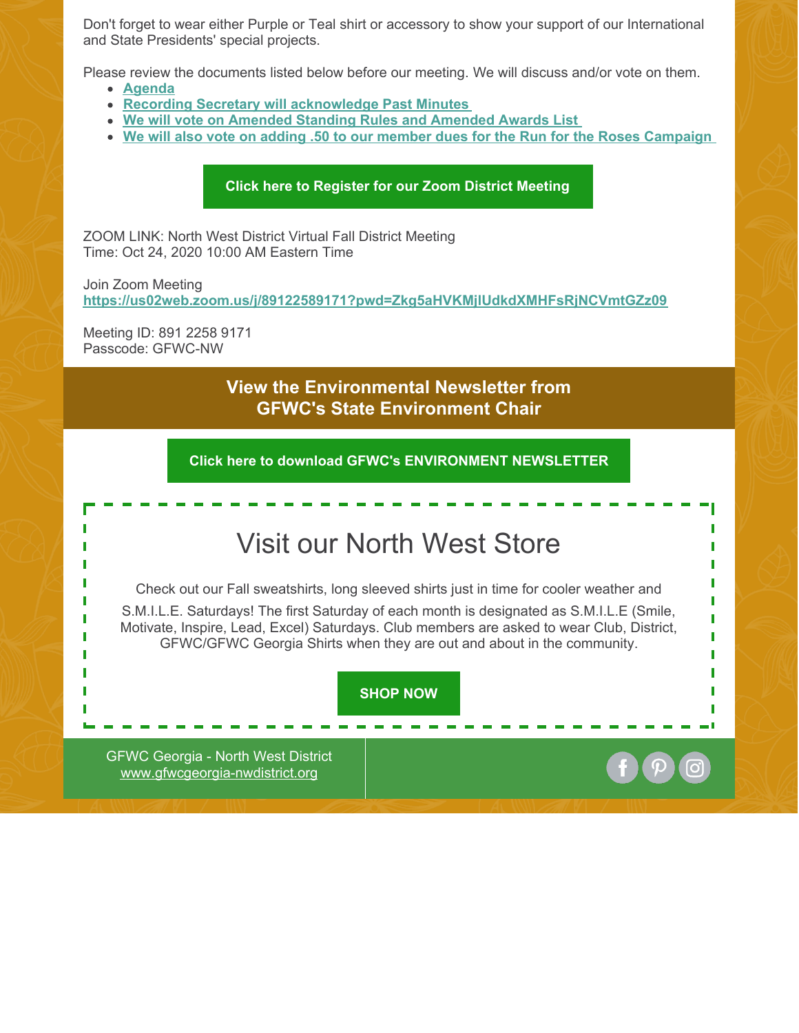Don't forget to wear either Purple or Teal shirt or accessory to show your support of our International and State Presidents' special projects.

Please review the documents listed below before our meeting. We will discuss and/or vote on them.

- **Agenda**
- **Recording Secretary will acknowledge Past Minutes**
- **We will vote on Amended Standing Rules and Amended Awards List**
- **We will also vote on adding .50 to our member dues for the Run for the Roses Campaign**

**Click here to Register for our Zoom District Meeting**

ZOOM LINK: North West District Virtual Fall District Meeting
Time: Oct 24, 2020 10:00 AM Eastern Time

Join Zoom Meeting
**https://us02web.zoom.us/j/89122589171?pwd=Zkg5aHVKMjlUdkdXMHFsRjNCVmtGZz09**

Meeting ID: 891 2258 9171
Passcode: GFWC-NW

## View the Environmental Newsletter from GFWC's State Environment Chair

**Click here to download GFWC's ENVIRONMENT NEWSLETTER**

# Visit our North West Store

Check out our Fall sweatshirts, long sleeved shirts just in time for cooler weather and S.M.I.L.E. Saturdays! The first Saturday of each month is designated as S.M.I.L.E (Smile, Motivate, Inspire, Lead, Excel) Saturdays. Club members are asked to wear Club, District, GFWC/GFWC Georgia Shirts when they are out and about in the community.

**SHOP NOW**

GFWC Georgia - North West District
www.gfwcgeorgia-nwdistrict.org